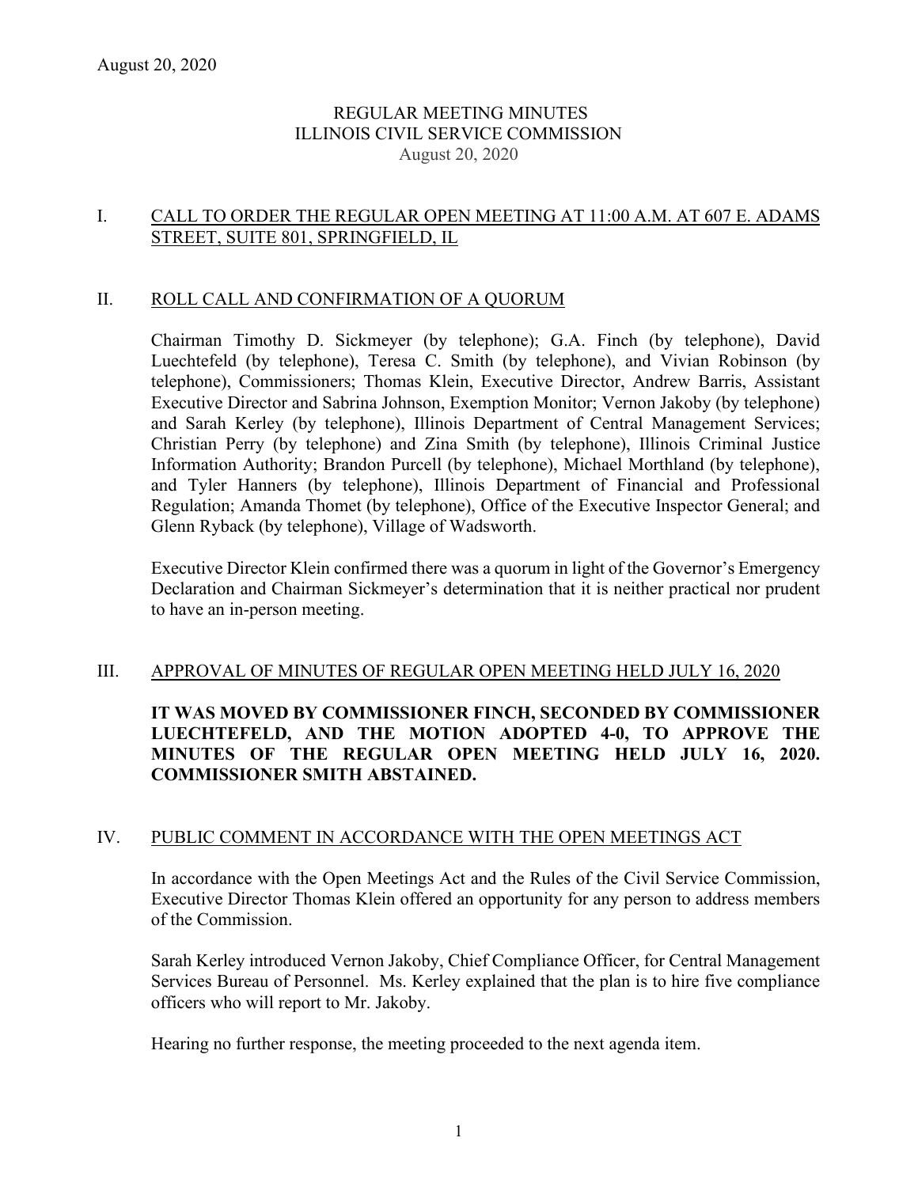August 20, 2020

# REGULAR MEETING MINUTES
# ILLINOIS CIVIL SERVICE COMMISSION
August 20, 2020

## I. CALL TO ORDER THE REGULAR OPEN MEETING AT 11:00 A.M. AT 607 E. ADAMS STREET, SUITE 801, SPRINGFIELD, IL

## II. ROLL CALL AND CONFIRMATION OF A QUORUM

Chairman Timothy D. Sickmeyer (by telephone); G.A. Finch (by telephone), David Luechtefeld (by telephone), Teresa C. Smith (by telephone), and Vivian Robinson (by telephone), Commissioners; Thomas Klein, Executive Director, Andrew Barris, Assistant Executive Director and Sabrina Johnson, Exemption Monitor; Vernon Jakoby (by telephone) and Sarah Kerley (by telephone), Illinois Department of Central Management Services; Christian Perry (by telephone) and Zina Smith (by telephone), Illinois Criminal Justice Information Authority; Brandon Purcell (by telephone), Michael Morthland (by telephone), and Tyler Hanners (by telephone), Illinois Department of Financial and Professional Regulation; Amanda Thomet (by telephone), Office of the Executive Inspector General; and Glenn Ryback (by telephone), Village of Wadsworth.

Executive Director Klein confirmed there was a quorum in light of the Governor's Emergency Declaration and Chairman Sickmeyer's determination that it is neither practical nor prudent to have an in-person meeting.

## III. APPROVAL OF MINUTES OF REGULAR OPEN MEETING HELD JULY 16, 2020

**IT WAS MOVED BY COMMISSIONER FINCH, SECONDED BY COMMISSIONER LUECHTEFELD, AND THE MOTION ADOPTED 4-0, TO APPROVE THE MINUTES OF THE REGULAR OPEN MEETING HELD JULY 16, 2020. COMMISSIONER SMITH ABSTAINED.**

## IV. PUBLIC COMMENT IN ACCORDANCE WITH THE OPEN MEETINGS ACT

In accordance with the Open Meetings Act and the Rules of the Civil Service Commission, Executive Director Thomas Klein offered an opportunity for any person to address members of the Commission.

Sarah Kerley introduced Vernon Jakoby, Chief Compliance Officer, for Central Management Services Bureau of Personnel. Ms. Kerley explained that the plan is to hire five compliance officers who will report to Mr. Jakoby.

Hearing no further response, the meeting proceeded to the next agenda item.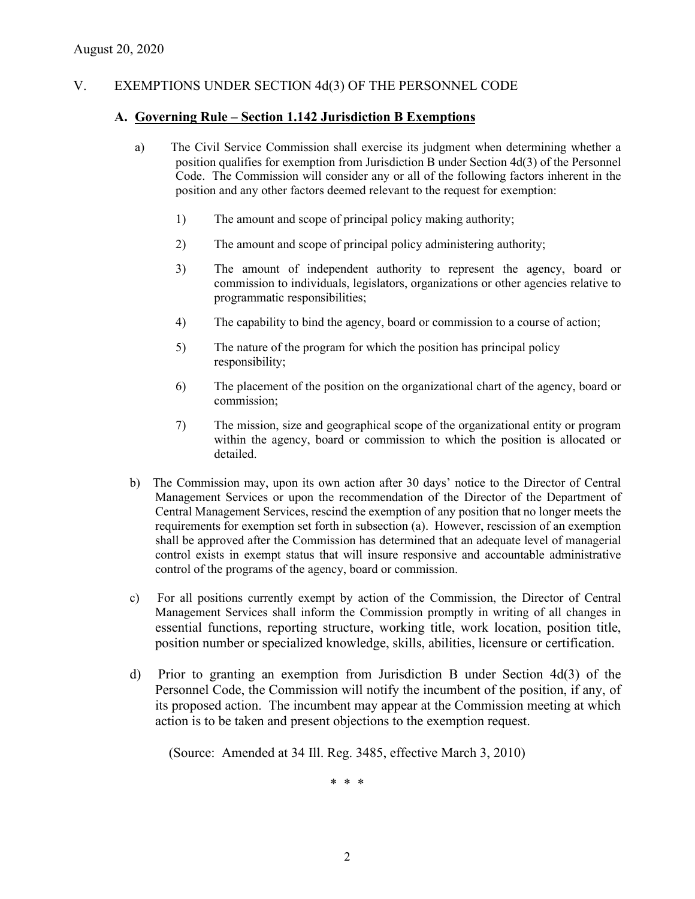August 20, 2020

## V. EXEMPTIONS UNDER SECTION 4d(3) OF THE PERSONNEL CODE

### A. Governing Rule – Section 1.142 Jurisdiction B Exemptions

a) The Civil Service Commission shall exercise its judgment when determining whether a position qualifies for exemption from Jurisdiction B under Section 4d(3) of the Personnel Code. The Commission will consider any or all of the following factors inherent in the position and any other factors deemed relevant to the request for exemption:

1) The amount and scope of principal policy making authority;

2) The amount and scope of principal policy administering authority;

3) The amount of independent authority to represent the agency, board or commission to individuals, legislators, organizations or other agencies relative to programmatic responsibilities;

4) The capability to bind the agency, board or commission to a course of action;

5) The nature of the program for which the position has principal policy responsibility;

6) The placement of the position on the organizational chart of the agency, board or commission;

7) The mission, size and geographical scope of the organizational entity or program within the agency, board or commission to which the position is allocated or detailed.

b) The Commission may, upon its own action after 30 days' notice to the Director of Central Management Services or upon the recommendation of the Director of the Department of Central Management Services, rescind the exemption of any position that no longer meets the requirements for exemption set forth in subsection (a). However, rescission of an exemption shall be approved after the Commission has determined that an adequate level of managerial control exists in exempt status that will insure responsive and accountable administrative control of the programs of the agency, board or commission.

c) For all positions currently exempt by action of the Commission, the Director of Central Management Services shall inform the Commission promptly in writing of all changes in essential functions, reporting structure, working title, work location, position title, position number or specialized knowledge, skills, abilities, licensure or certification.

d) Prior to granting an exemption from Jurisdiction B under Section 4d(3) of the Personnel Code, the Commission will notify the incumbent of the position, if any, of its proposed action. The incumbent may appear at the Commission meeting at which action is to be taken and present objections to the exemption request.

(Source: Amended at 34 Ill. Reg. 3485, effective March 3, 2010)

\* \* \*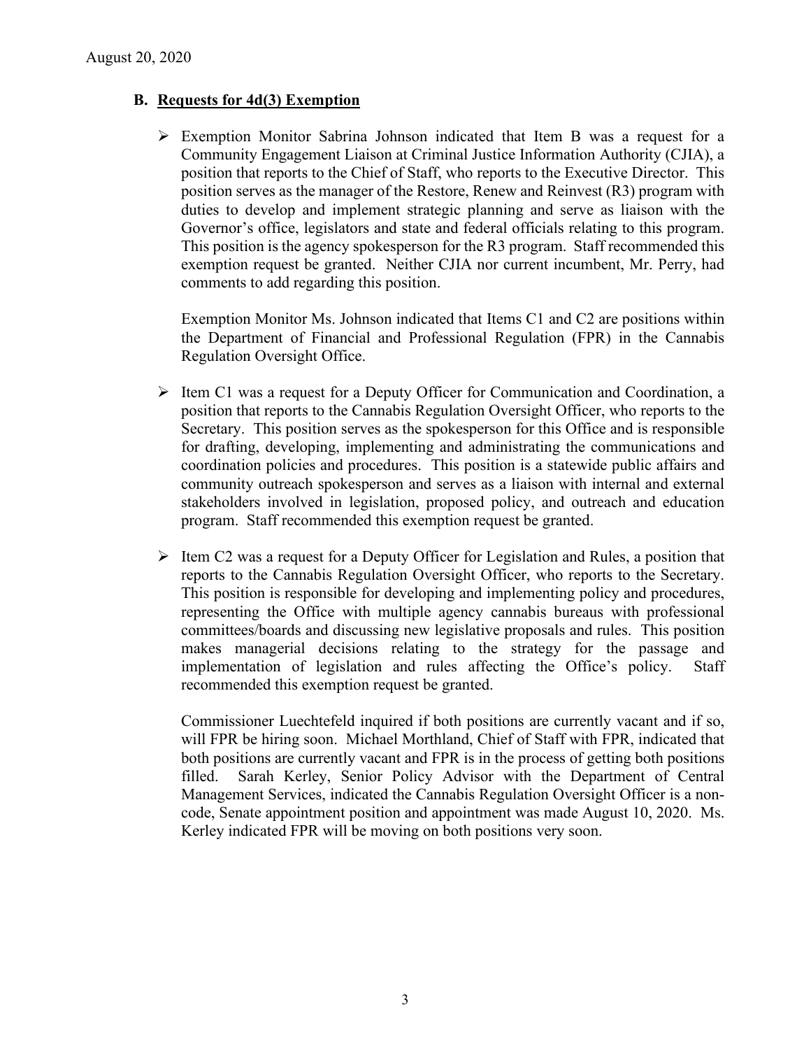## B. Requests for 4d(3) Exemption

- Exemption Monitor Sabrina Johnson indicated that Item B was a request for a Community Engagement Liaison at Criminal Justice Information Authority (CJIA), a position that reports to the Chief of Staff, who reports to the Executive Director. This position serves as the manager of the Restore, Renew and Reinvest (R3) program with duties to develop and implement strategic planning and serve as liaison with the Governor's office, legislators and state and federal officials relating to this program. This position is the agency spokesperson for the R3 program. Staff recommended this exemption request be granted. Neither CJIA nor current incumbent, Mr. Perry, had comments to add regarding this position.

  Exemption Monitor Ms. Johnson indicated that Items C1 and C2 are positions within the Department of Financial and Professional Regulation (FPR) in the Cannabis Regulation Oversight Office.

- Item C1 was a request for a Deputy Officer for Communication and Coordination, a position that reports to the Cannabis Regulation Oversight Officer, who reports to the Secretary. This position serves as the spokesperson for this Office and is responsible for drafting, developing, implementing and administrating the communications and coordination policies and procedures. This position is a statewide public affairs and community outreach spokesperson and serves as a liaison with internal and external stakeholders involved in legislation, proposed policy, and outreach and education program. Staff recommended this exemption request be granted.

- Item C2 was a request for a Deputy Officer for Legislation and Rules, a position that reports to the Cannabis Regulation Oversight Officer, who reports to the Secretary. This position is responsible for developing and implementing policy and procedures, representing the Office with multiple agency cannabis bureaus with professional committees/boards and discussing new legislative proposals and rules. This position makes managerial decisions relating to the strategy for the passage and implementation of legislation and rules affecting the Office's policy. Staff recommended this exemption request be granted.

  Commissioner Luechtefeld inquired if both positions are currently vacant and if so, will FPR be hiring soon. Michael Morthland, Chief of Staff with FPR, indicated that both positions are currently vacant and FPR is in the process of getting both positions filled. Sarah Kerley, Senior Policy Advisor with the Department of Central Management Services, indicated the Cannabis Regulation Oversight Officer is a non-code, Senate appointment position and appointment was made August 10, 2020. Ms. Kerley indicated FPR will be moving on both positions very soon.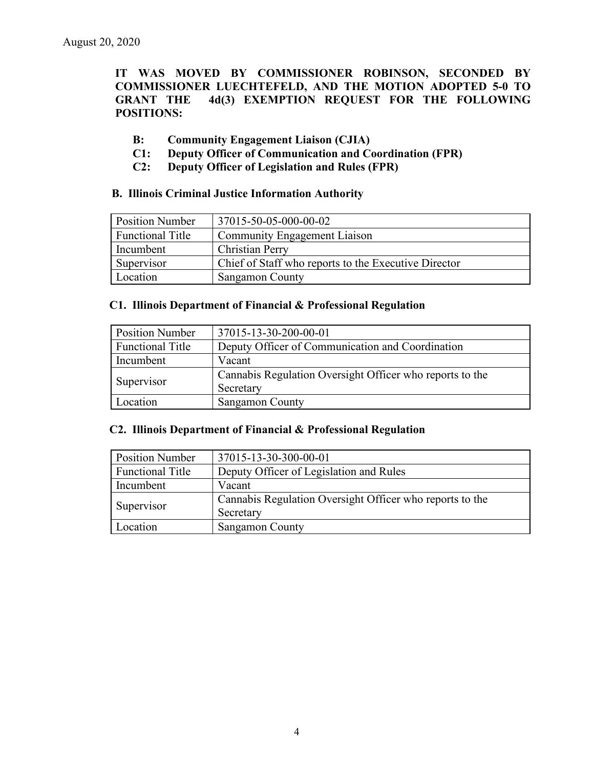August 20, 2020

**IT WAS MOVED BY COMMISSIONER ROBINSON, SECONDED BY COMMISSIONER LUECHTEFELD, AND THE MOTION ADOPTED 5-0 TO GRANT THE 4d(3) EXEMPTION REQUEST FOR THE FOLLOWING POSITIONS:**

- **B: Community Engagement Liaison (CJIA)**
- **C1: Deputy Officer of Communication and Coordination (FPR)**
- **C2: Deputy Officer of Legislation and Rules (FPR)**

### B. Illinois Criminal Justice Information Authority

| Position Number | 37015-50-05-000-00-02 |
|---|---|
| Functional Title | Community Engagement Liaison |
| Incumbent | Christian Perry |
| Supervisor | Chief of Staff who reports to the Executive Director |
| Location | Sangamon County |

### C1. Illinois Department of Financial & Professional Regulation

| Position Number | 37015-13-30-200-00-01 |
|---|---|
| Functional Title | Deputy Officer of Communication and Coordination |
| Incumbent | Vacant |
| Supervisor | Cannabis Regulation Oversight Officer who reports to the Secretary |
| Location | Sangamon County |

### C2. Illinois Department of Financial & Professional Regulation

| Position Number | 37015-13-30-300-00-01 |
|---|---|
| Functional Title | Deputy Officer of Legislation and Rules |
| Incumbent | Vacant |
| Supervisor | Cannabis Regulation Oversight Officer who reports to the Secretary |
| Location | Sangamon County |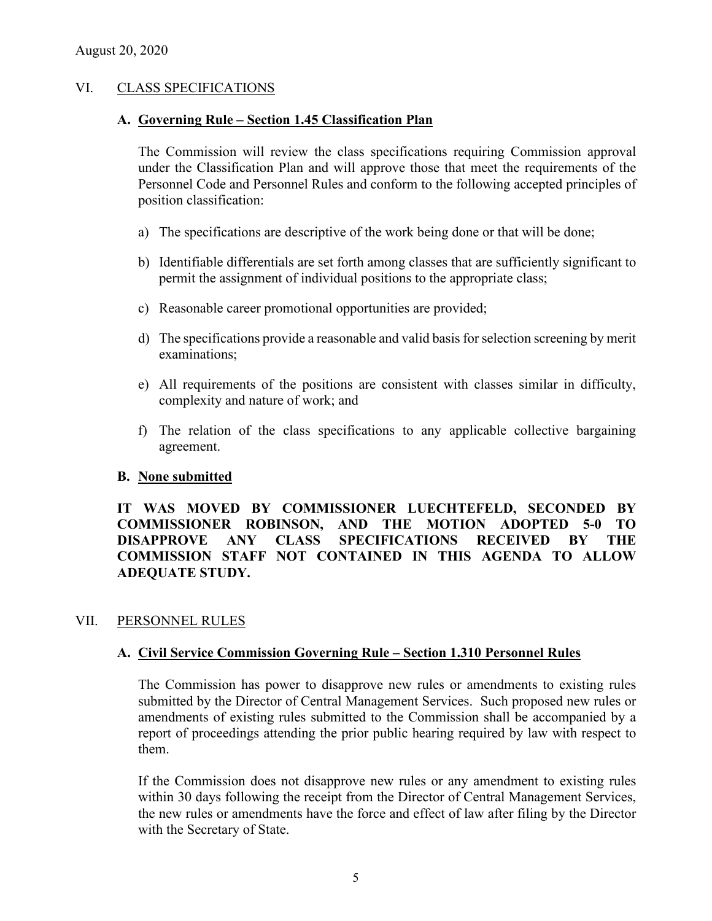## VI. CLASS SPECIFICATIONS

### A. Governing Rule – Section 1.45 Classification Plan

The Commission will review the class specifications requiring Commission approval under the Classification Plan and will approve those that meet the requirements of the Personnel Code and Personnel Rules and conform to the following accepted principles of position classification:

a) The specifications are descriptive of the work being done or that will be done;

b) Identifiable differentials are set forth among classes that are sufficiently significant to permit the assignment of individual positions to the appropriate class;

c) Reasonable career promotional opportunities are provided;

d) The specifications provide a reasonable and valid basis for selection screening by merit examinations;

e) All requirements of the positions are consistent with classes similar in difficulty, complexity and nature of work; and

f) The relation of the class specifications to any applicable collective bargaining agreement.

### B. None submitted

**IT WAS MOVED BY COMMISSIONER LUECHTEFELD, SECONDED BY COMMISSIONER ROBINSON, AND THE MOTION ADOPTED 5-0 TO DISAPPROVE ANY CLASS SPECIFICATIONS RECEIVED BY THE COMMISSION STAFF NOT CONTAINED IN THIS AGENDA TO ALLOW ADEQUATE STUDY.**

## VII. PERSONNEL RULES

### A. Civil Service Commission Governing Rule – Section 1.310 Personnel Rules

The Commission has power to disapprove new rules or amendments to existing rules submitted by the Director of Central Management Services. Such proposed new rules or amendments of existing rules submitted to the Commission shall be accompanied by a report of proceedings attending the prior public hearing required by law with respect to them.

If the Commission does not disapprove new rules or any amendment to existing rules within 30 days following the receipt from the Director of Central Management Services, the new rules or amendments have the force and effect of law after filing by the Director with the Secretary of State.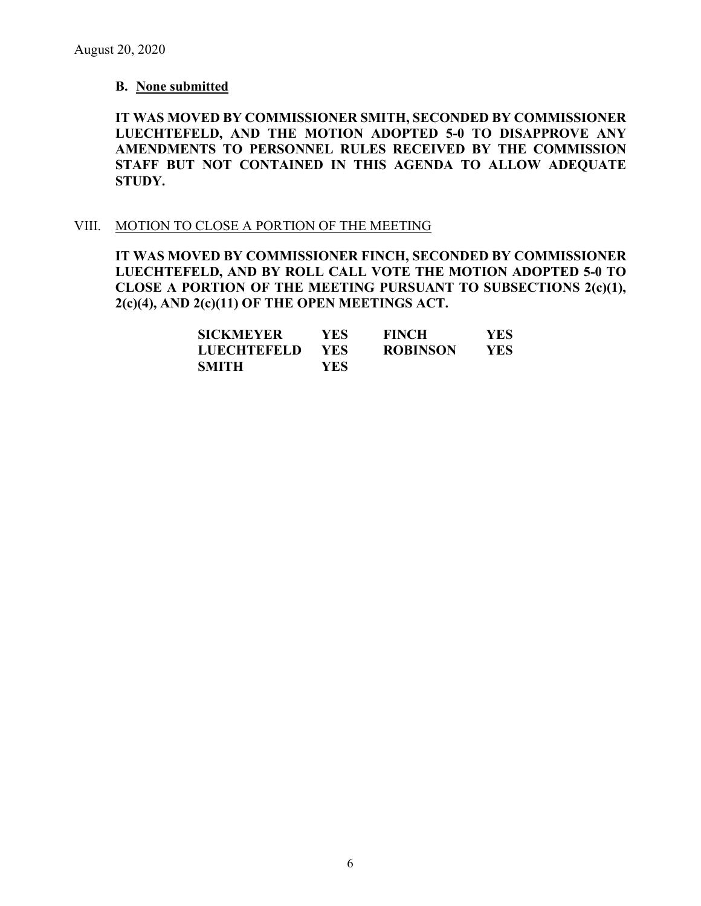**B. <u>None submitted</u>**

**IT WAS MOVED BY COMMISSIONER SMITH, SECONDED BY COMMISSIONER LUECHTEFELD, AND THE MOTION ADOPTED 5-0 TO DISAPPROVE ANY AMENDMENTS TO PERSONNEL RULES RECEIVED BY THE COMMISSION STAFF BUT NOT CONTAINED IN THIS AGENDA TO ALLOW ADEQUATE STUDY.**

VIII. <u>MOTION TO CLOSE A PORTION OF THE MEETING</u>

**IT WAS MOVED BY COMMISSIONER FINCH, SECONDED BY COMMISSIONER LUECHTEFELD, AND BY ROLL CALL VOTE THE MOTION ADOPTED 5-0 TO CLOSE A PORTION OF THE MEETING PURSUANT TO SUBSECTIONS 2(c)(1), 2(c)(4), AND 2(c)(11) OF THE OPEN MEETINGS ACT.**

| | | | |
|---|---|---|---|
| **SICKMEYER** | **YES** | **FINCH** | **YES** |
| **LUECHTEFELD** | **YES** | **ROBINSON** | **YES** |
| **SMITH** | **YES** | | |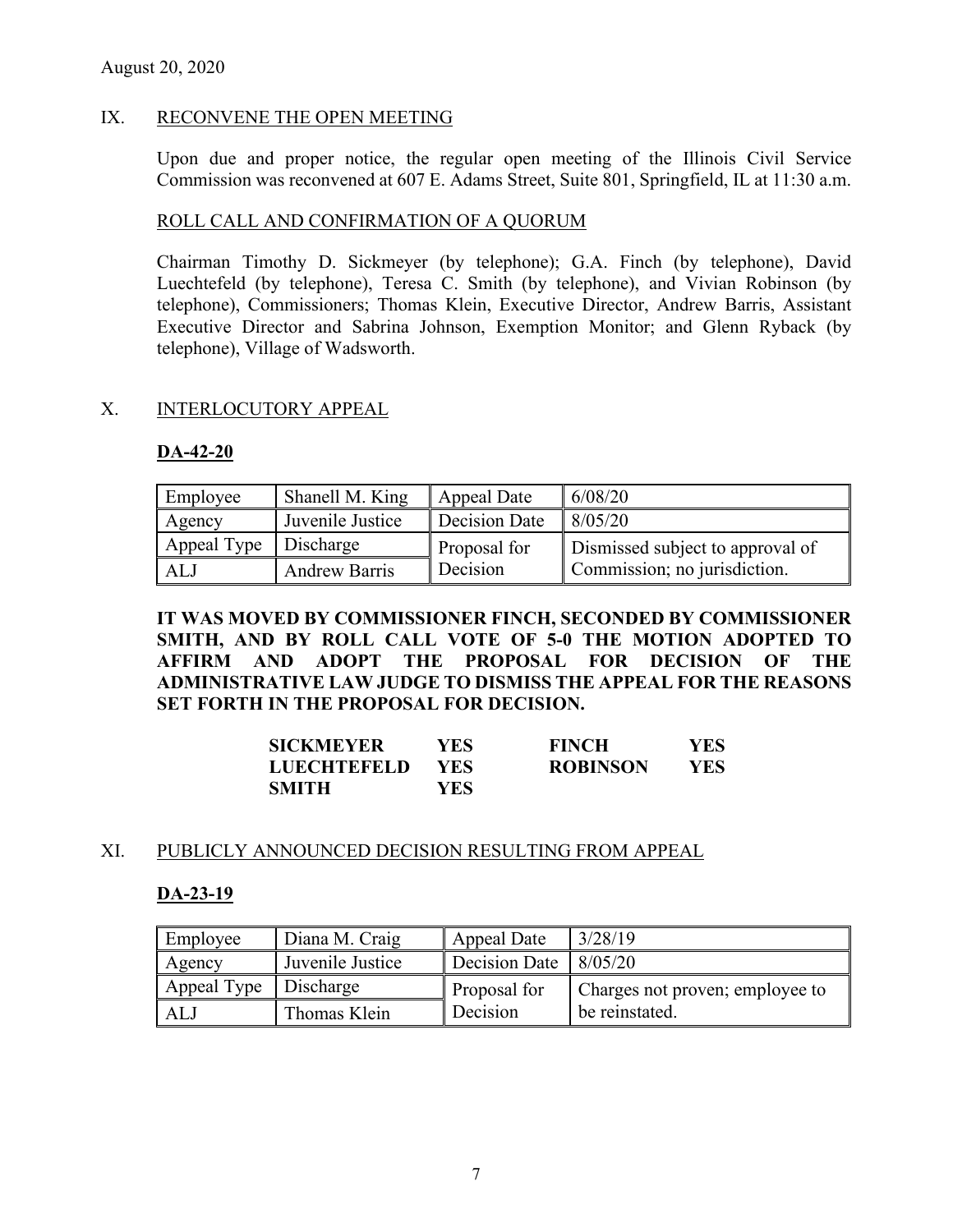August 20, 2020

## IX. RECONVENE THE OPEN MEETING

Upon due and proper notice, the regular open meeting of the Illinois Civil Service Commission was reconvened at 607 E. Adams Street, Suite 801, Springfield, IL at 11:30 a.m.

### ROLL CALL AND CONFIRMATION OF A QUORUM

Chairman Timothy D. Sickmeyer (by telephone); G.A. Finch (by telephone), David Luechtefeld (by telephone), Teresa C. Smith (by telephone), and Vivian Robinson (by telephone), Commissioners; Thomas Klein, Executive Director, Andrew Barris, Assistant Executive Director and Sabrina Johnson, Exemption Monitor; and Glenn Ryback (by telephone), Village of Wadsworth.

## X. INTERLOCUTORY APPEAL

**DA-42-20**

| Employee | Shanell M. King | Appeal Date | 6/08/20 |
|---|---|---|---|
| Agency | Juvenile Justice | Decision Date | 8/05/20 |
| Appeal Type | Discharge | Proposal for Decision | Dismissed subject to approval of Commission; no jurisdiction. |
| ALJ | Andrew Barris | | |

**IT WAS MOVED BY COMMISSIONER FINCH, SECONDED BY COMMISSIONER SMITH, AND BY ROLL CALL VOTE OF 5-0 THE MOTION ADOPTED TO AFFIRM AND ADOPT THE PROPOSAL FOR DECISION OF THE ADMINISTRATIVE LAW JUDGE TO DISMISS THE APPEAL FOR THE REASONS SET FORTH IN THE PROPOSAL FOR DECISION.**

| | | | |
|---|---|---|---|
| **SICKMEYER** | **YES** | **FINCH** | **YES** |
| **LUECHTEFELD** | **YES** | **ROBINSON** | **YES** |
| **SMITH** | **YES** | | |

## XI. PUBLICLY ANNOUNCED DECISION RESULTING FROM APPEAL

**DA-23-19**

| Employee | Diana M. Craig | Appeal Date | 3/28/19 |
|---|---|---|---|
| Agency | Juvenile Justice | Decision Date | 8/05/20 |
| Appeal Type | Discharge | Proposal for Decision | Charges not proven; employee to be reinstated. |
| ALJ | Thomas Klein | | |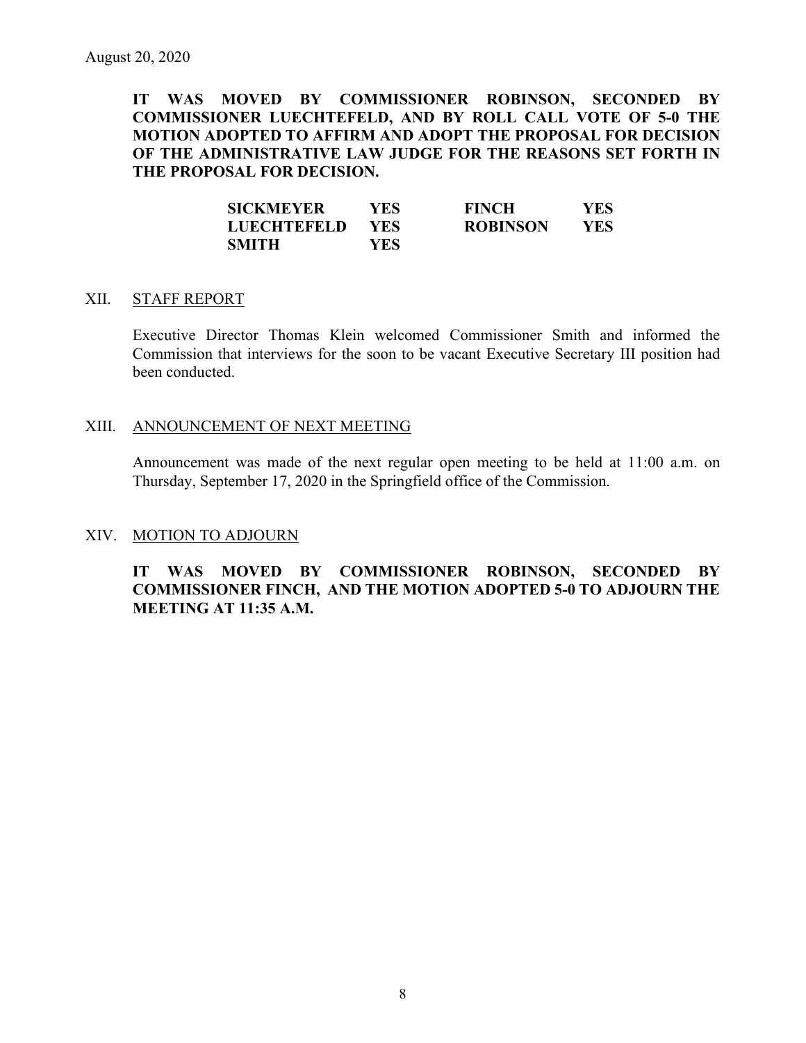**IT WAS MOVED BY COMMISSIONER ROBINSON, SECONDED BY COMMISSIONER LUECHTEFELD, AND BY ROLL CALL VOTE OF 5-0 THE MOTION ADOPTED TO AFFIRM AND ADOPT THE PROPOSAL FOR DECISION OF THE ADMINISTRATIVE LAW JUDGE FOR THE REASONS SET FORTH IN THE PROPOSAL FOR DECISION.**

| | | | |
|---|---|---|---|
| **SICKMEYER** | **YES** | **FINCH** | **YES** |
| **LUECHTEFELD** | **YES** | **ROBINSON** | **YES** |
| **SMITH** | **YES** | | |

## XII. STAFF REPORT

Executive Director Thomas Klein welcomed Commissioner Smith and informed the Commission that interviews for the soon to be vacant Executive Secretary III position had been conducted.

## XIII. ANNOUNCEMENT OF NEXT MEETING

Announcement was made of the next regular open meeting to be held at 11:00 a.m. on Thursday, September 17, 2020 in the Springfield office of the Commission.

## XIV. MOTION TO ADJOURN

**IT WAS MOVED BY COMMISSIONER ROBINSON, SECONDED BY COMMISSIONER FINCH, AND THE MOTION ADOPTED 5-0 TO ADJOURN THE MEETING AT 11:35 A.M.**